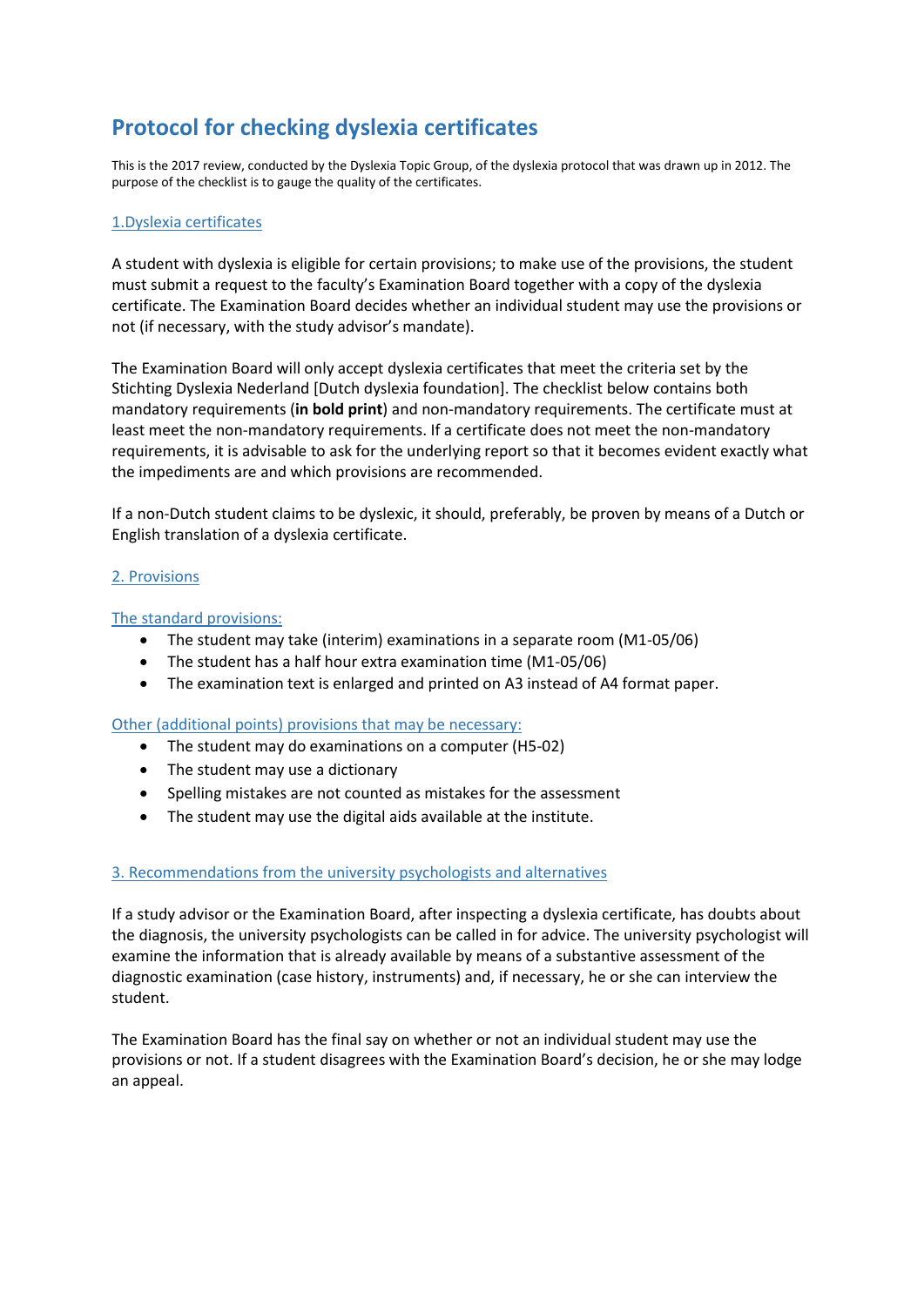# Protocol for checking dyslexia certificates

This is the 2017 review, conducted by the Dyslexia Topic Group, of the dyslexia protocol that was drawn up in 2012. The purpose of the checklist is to gauge the quality of the certificates.

## 1.Dyslexia certificates

A student with dyslexia is eligible for certain provisions; to make use of the provisions, the student must submit a request to the faculty's Examination Board together with a copy of the dyslexia certificate. The Examination Board decides whether an individual student may use the provisions or not (if necessary, with the study advisor's mandate).

The Examination Board will only accept dyslexia certificates that meet the criteria set by the Stichting Dyslexia Nederland [Dutch dyslexia foundation]. The checklist below contains both mandatory requirements (**in bold print**) and non-mandatory requirements. The certificate must at least meet the non-mandatory requirements. If a certificate does not meet the non-mandatory requirements, it is advisable to ask for the underlying report so that it becomes evident exactly what the impediments are and which provisions are recommended.

If a non-Dutch student claims to be dyslexic, it should, preferably, be proven by means of a Dutch or English translation of a dyslexia certificate.

## 2. Provisions

### The standard provisions:

- The student may take (interim) examinations in a separate room (M1-05/06)
- The student has a half hour extra examination time (M1-05/06)
- The examination text is enlarged and printed on A3 instead of A4 format paper.

### Other (additional points) provisions that may be necessary:

- The student may do examinations on a computer (H5-02)
- The student may use a dictionary
- Spelling mistakes are not counted as mistakes for the assessment
- The student may use the digital aids available at the institute.

## 3. Recommendations from the university psychologists and alternatives

If a study advisor or the Examination Board, after inspecting a dyslexia certificate, has doubts about the diagnosis, the university psychologists can be called in for advice. The university psychologist will examine the information that is already available by means of a substantive assessment of the diagnostic examination (case history, instruments) and, if necessary, he or she can interview the student.

The Examination Board has the final say on whether or not an individual student may use the provisions or not. If a student disagrees with the Examination Board's decision, he or she may lodge an appeal.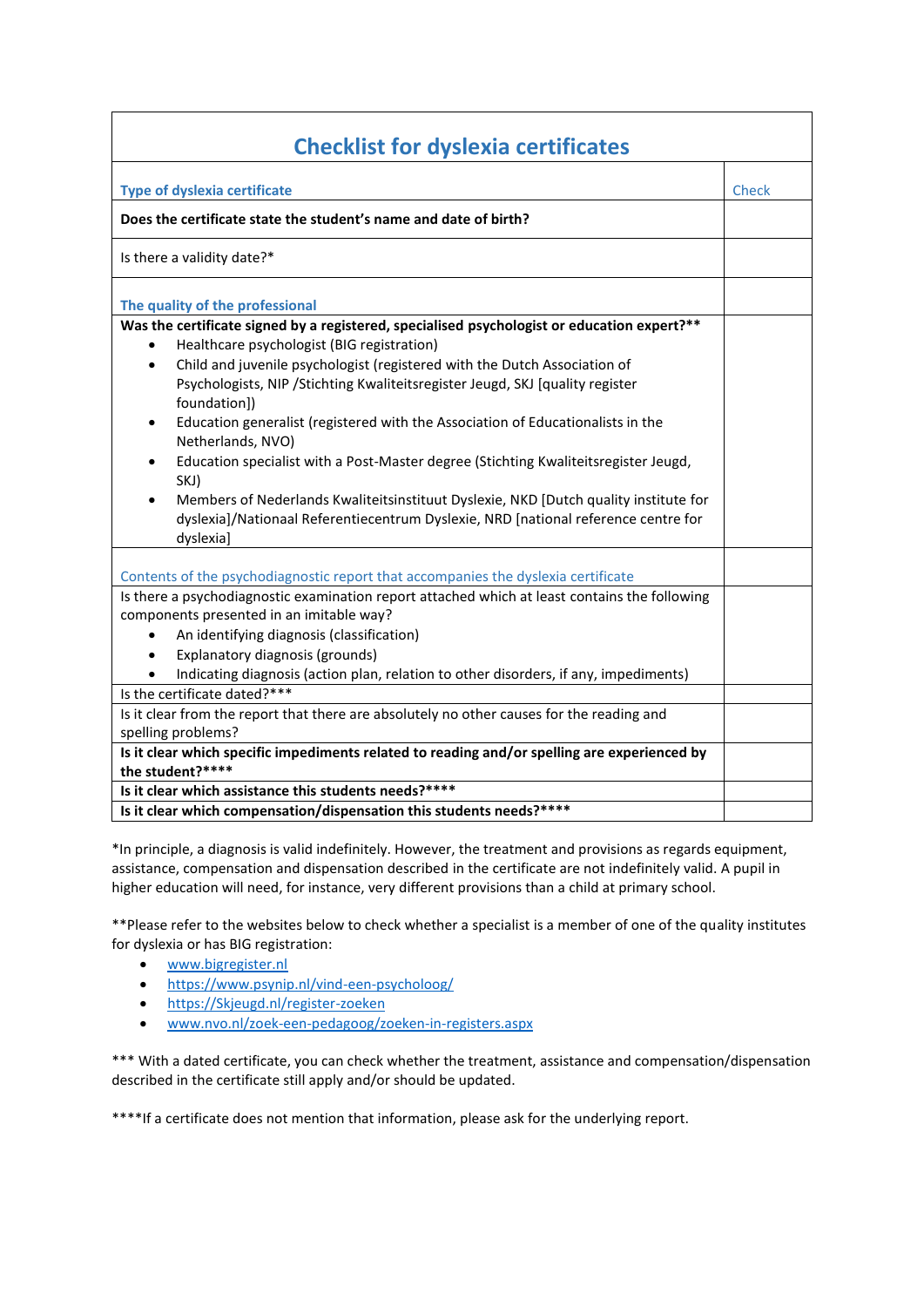| Checklist for dyslexia certificates | |
|---|---|
| **Type of dyslexia certificate** | **Check** |
| **Does the certificate state the student's name and date of birth?** | |
| Is there a validity date?* | |
| **The quality of the professional** | |
| **Was the certificate signed by a registered, specialised psychologist or education expert?\*\*** <br>• Healthcare psychologist (BIG registration)<br>• Child and juvenile psychologist (registered with the Dutch Association of Psychologists, NIP /Stichting Kwaliteitsregister Jeugd, SKJ [quality register foundation])<br>• Education generalist (registered with the Association of Educationalists in the Netherlands, NVO)<br>• Education specialist with a Post-Master degree (Stichting Kwaliteitsregister Jeugd, SKJ)<br>• Members of Nederlands Kwaliteitsinstituut Dyslexie, NKD [Dutch quality institute for dyslexia]/Nationaal Referentiecentrum Dyslexie, NRD [national reference centre for dyslexia] | |
| Contents of the psychodiagnostic report that accompanies the dyslexia certificate | |
| Is there a psychodiagnostic examination report attached which at least contains the following components presented in an imitable way?<br>• An identifying diagnosis (classification)<br>• Explanatory diagnosis (grounds)<br>• Indicating diagnosis (action plan, relation to other disorders, if any, impediments) | |
| Is the certificate dated?*** | |
| Is it clear from the report that there are absolutely no other causes for the reading and spelling problems? | |
| **Is it clear which specific impediments related to reading and/or spelling are experienced by the student?\*\*\*\*** | |
| **Is it clear which assistance this students needs?\*\*\*\*** | |
| **Is it clear which compensation/dispensation this students needs?\*\*\*\*** | |

*In principle, a diagnosis is valid indefinitely. However, the treatment and provisions as regards equipment, assistance, compensation and dispensation described in the certificate are not indefinitely valid. A pupil in higher education will need, for instance, very different provisions than a child at primary school.

**Please refer to the websites below to check whether a specialist is a member of one of the quality institutes for dyslexia or has BIG registration:

- www.bigregister.nl
- https://www.psynip.nl/vind-een-psycholoog/
- https://Skjeugd.nl/register-zoeken
- www.nvo.nl/zoek-een-pedagoog/zoeken-in-registers.aspx

*** With a dated certificate, you can check whether the treatment, assistance and compensation/dispensation described in the certificate still apply and/or should be updated.

****If a certificate does not mention that information, please ask for the underlying report.